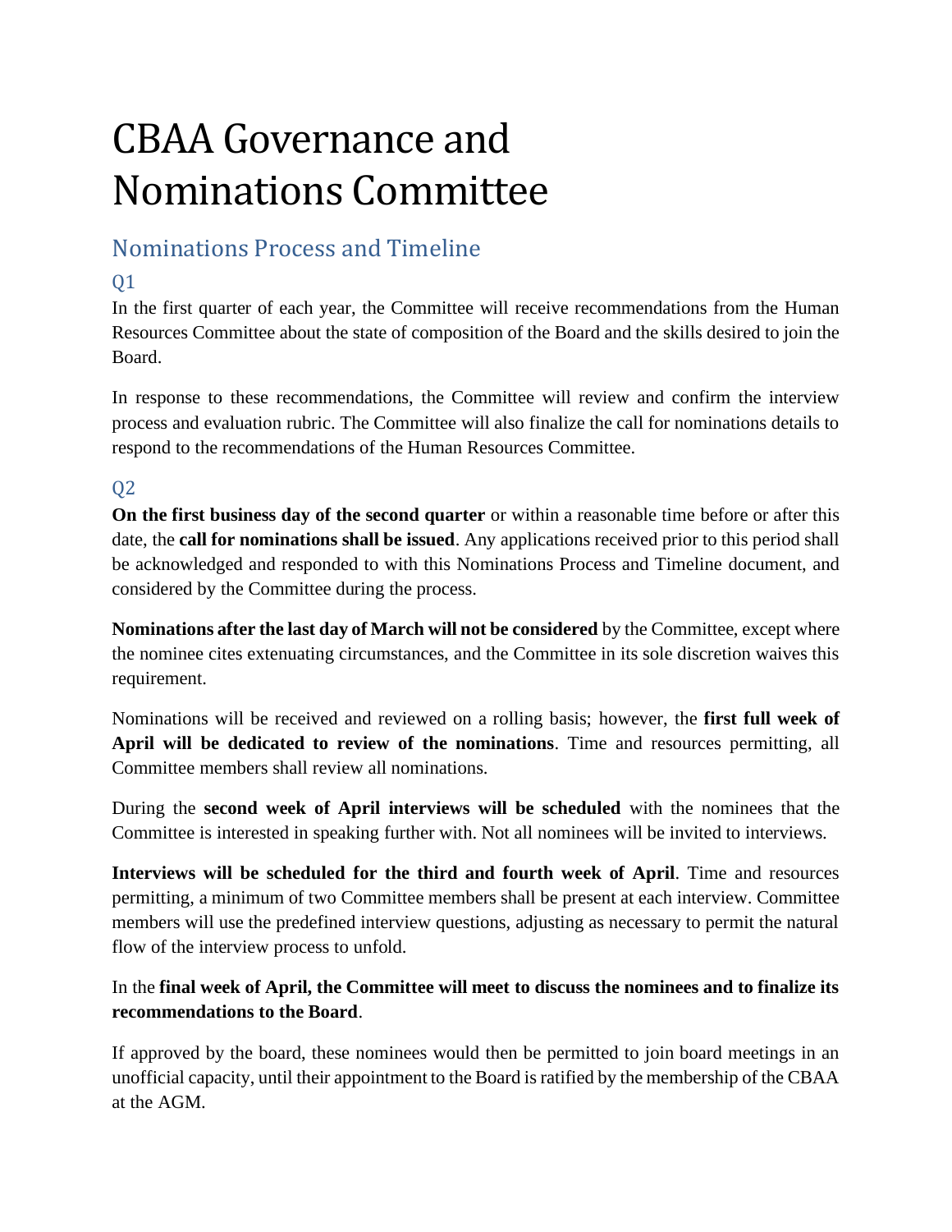# CBAA Governance and Nominations Committee

## Nominations Process and Timeline

### Q1

In the first quarter of each year, the Committee will receive recommendations from the Human Resources Committee about the state of composition of the Board and the skills desired to join the Board.

In response to these recommendations, the Committee will review and confirm the interview process and evaluation rubric. The Committee will also finalize the call for nominations details to respond to the recommendations of the Human Resources Committee.

### Q2

**On the first business day of the second quarter** or within a reasonable time before or after this date, the **call for nominations shall be issued**. Any applications received prior to this period shall be acknowledged and responded to with this Nominations Process and Timeline document, and considered by the Committee during the process.

**Nominations after the last day of March will not be considered** by the Committee, except where the nominee cites extenuating circumstances, and the Committee in its sole discretion waives this requirement.

Nominations will be received and reviewed on a rolling basis; however, the **first full week of April will be dedicated to review of the nominations**. Time and resources permitting, all Committee members shall review all nominations.

During the **second week of April interviews will be scheduled** with the nominees that the Committee is interested in speaking further with. Not all nominees will be invited to interviews.

**Interviews will be scheduled for the third and fourth week of April**. Time and resources permitting, a minimum of two Committee members shall be present at each interview. Committee members will use the predefined interview questions, adjusting as necessary to permit the natural flow of the interview process to unfold.

In the **final week of April, the Committee will meet to discuss the nominees and to finalize its recommendations to the Board**.

If approved by the board, these nominees would then be permitted to join board meetings in an unofficial capacity, until their appointment to the Board is ratified by the membership of the CBAA at the AGM.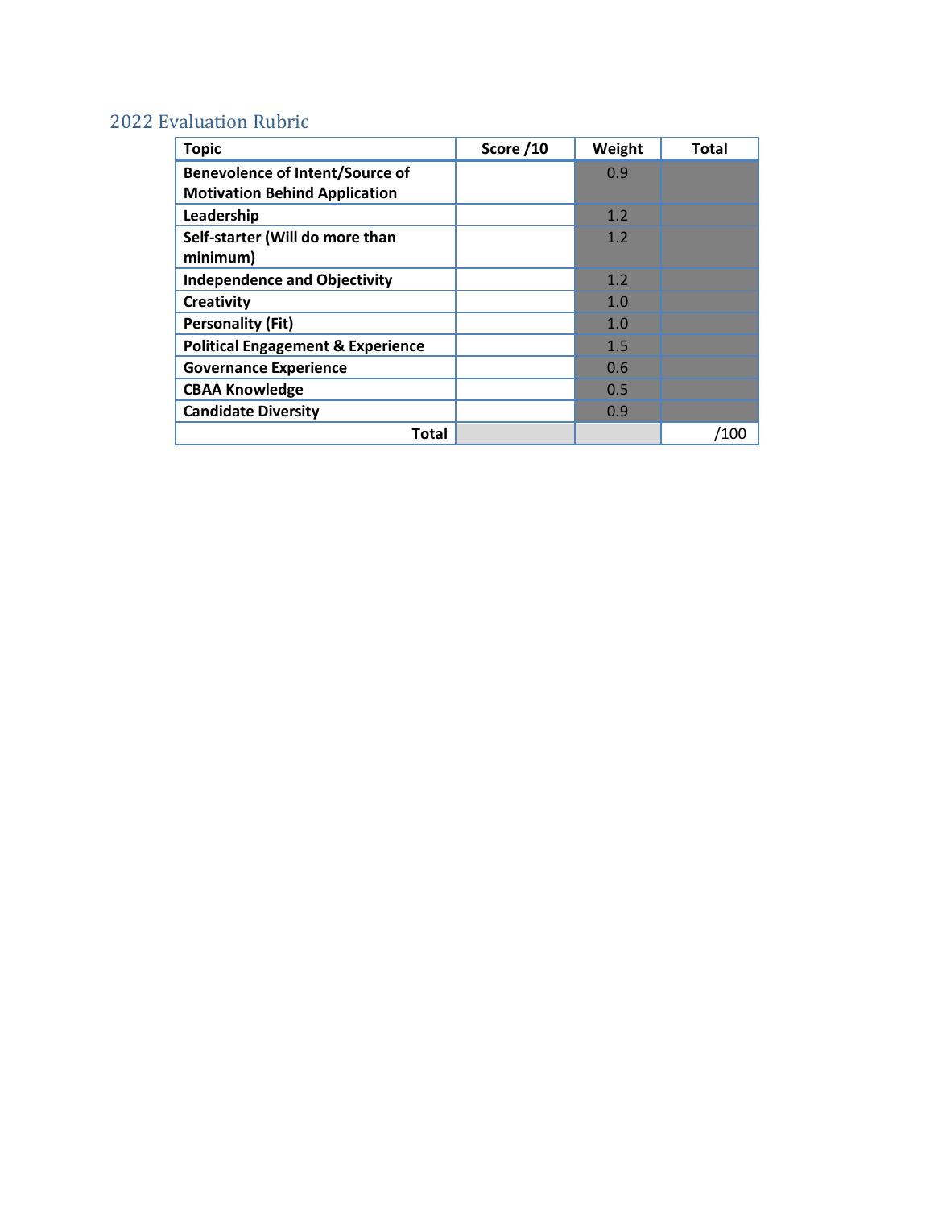## 2022 Evaluation Rubric

| Topic | Score /10 | Weight | Total |
|---|---|---|---|
| **Benevolence of Intent/Source of Motivation Behind Application** | | 0.9 | |
| **Leadership** | | 1.2 | |
| **Self-starter (Will do more than minimum)** | | 1.2 | |
| **Independence and Objectivity** | | 1.2 | |
| **Creativity** | | 1.0 | |
| **Personality (Fit)** | | 1.0 | |
| **Political Engagement & Experience** | | 1.5 | |
| **Governance Experience** | | 0.6 | |
| **CBAA Knowledge** | | 0.5 | |
| **Candidate Diversity** | | 0.9 | |
| **Total** | | | /100 |